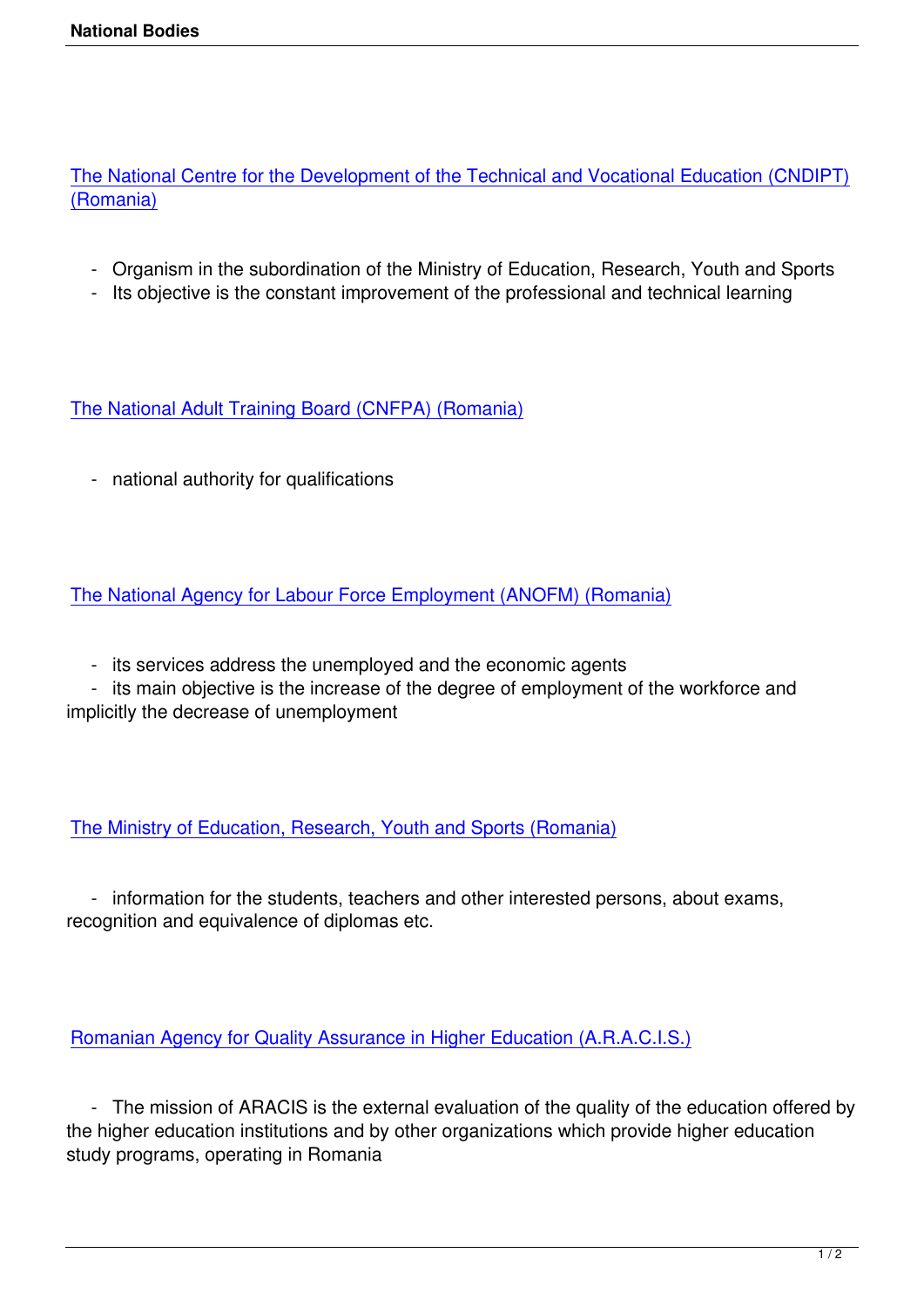The National Centre for the Development of the Technical and Vocational Education (CNDIPT) (Romania)

- Organism in the subordination of the Ministry of Education, Research, Youth and Sports
- Its objective is the constant improvement of the professional and technical learning

The National Adult Training Board (CNFPA) (Romania)

- national authority for qualifications

The National Agency for Labour Force Employment (ANOFM) (Romania)

- its services address the unemployed and the economic agents
- its main objective is the increase of the degree of employment of the workforce and implicitly the decrease of unemployment

The Ministry of Education, Research, Youth and Sports (Romania)

- information for the students, teachers and other interested persons, about exams, recognition and equivalence of diplomas etc.

Romanian Agency for Quality Assurance in Higher Education (A.R.A.C.I.S.)

- The mission of ARACIS is the external evaluation of the quality of the education offered by the higher education institutions and by other organizations which provide higher education study programs, operating in Romania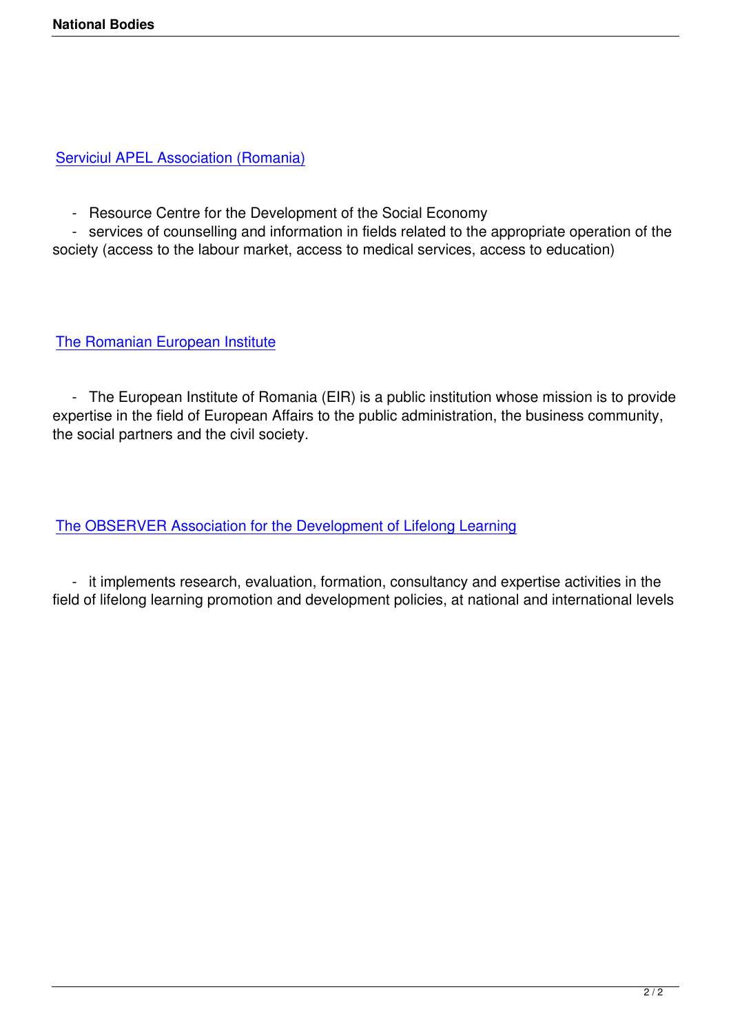[Serviciul APEL Association (Romania)]

- Resource Centre for the Development of the Social Economy
- services of counselling and information in fields related to the appropriate operation of the society (access to the labour market, access to medical services, access to education)

[The Romanian European Institute]

- The European Institute of Romania (EIR) is a public institution whose mission is to provide expertise in the field of European Affairs to the public administration, the business community, the social partners and the civil society.

[The OBSERVER Association for the Development of Lifelong Learning]

- it implements research, evaluation, formation, consultancy and expertise activities in the field of lifelong learning promotion and development policies, at national and international levels